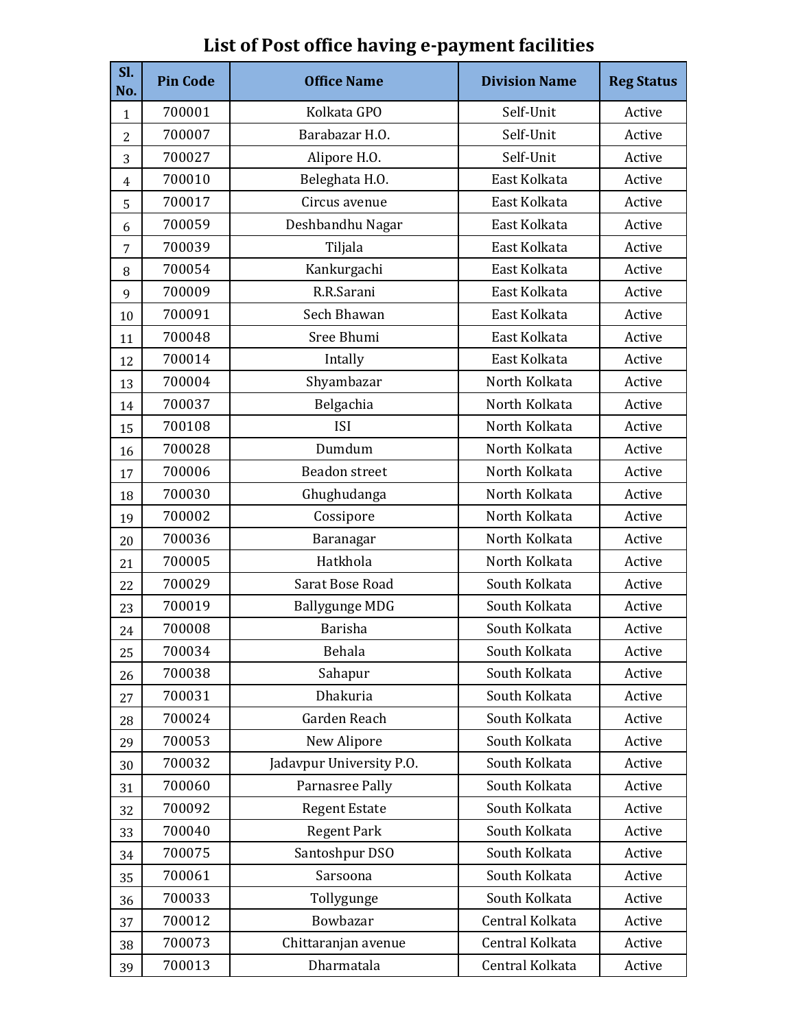# List of Post office having e-payment facilities

| Sl. No. | Pin Code | Office Name | Division Name | Reg Status |
|---|---|---|---|---|
| 1 | 700001 | Kolkata GPO | Self-Unit | Active |
| 2 | 700007 | Barabazar H.O. | Self-Unit | Active |
| 3 | 700027 | Alipore H.O. | Self-Unit | Active |
| 4 | 700010 | Beleghata H.O. | East Kolkata | Active |
| 5 | 700017 | Circus avenue | East Kolkata | Active |
| 6 | 700059 | Deshbandhu Nagar | East Kolkata | Active |
| 7 | 700039 | Tiljala | East Kolkata | Active |
| 8 | 700054 | Kankurgachi | East Kolkata | Active |
| 9 | 700009 | R.R.Sarani | East Kolkata | Active |
| 10 | 700091 | Sech Bhawan | East Kolkata | Active |
| 11 | 700048 | Sree Bhumi | East Kolkata | Active |
| 12 | 700014 | Intally | East Kolkata | Active |
| 13 | 700004 | Shyambazar | North Kolkata | Active |
| 14 | 700037 | Belgachia | North Kolkata | Active |
| 15 | 700108 | ISI | North Kolkata | Active |
| 16 | 700028 | Dumdum | North Kolkata | Active |
| 17 | 700006 | Beadon street | North Kolkata | Active |
| 18 | 700030 | Ghughudanga | North Kolkata | Active |
| 19 | 700002 | Cossipore | North Kolkata | Active |
| 20 | 700036 | Baranagar | North Kolkata | Active |
| 21 | 700005 | Hatkhola | North Kolkata | Active |
| 22 | 700029 | Sarat Bose Road | South Kolkata | Active |
| 23 | 700019 | Ballygunge MDG | South Kolkata | Active |
| 24 | 700008 | Barisha | South Kolkata | Active |
| 25 | 700034 | Behala | South Kolkata | Active |
| 26 | 700038 | Sahapur | South Kolkata | Active |
| 27 | 700031 | Dhakuria | South Kolkata | Active |
| 28 | 700024 | Garden Reach | South Kolkata | Active |
| 29 | 700053 | New Alipore | South Kolkata | Active |
| 30 | 700032 | Jadavpur University P.O. | South Kolkata | Active |
| 31 | 700060 | Parnasree Pally | South Kolkata | Active |
| 32 | 700092 | Regent Estate | South Kolkata | Active |
| 33 | 700040 | Regent Park | South Kolkata | Active |
| 34 | 700075 | Santoshpur DSO | South Kolkata | Active |
| 35 | 700061 | Sarsoona | South Kolkata | Active |
| 36 | 700033 | Tollygunge | South Kolkata | Active |
| 37 | 700012 | Bowbazar | Central Kolkata | Active |
| 38 | 700073 | Chittaranjan avenue | Central Kolkata | Active |
| 39 | 700013 | Dharmatala | Central Kolkata | Active |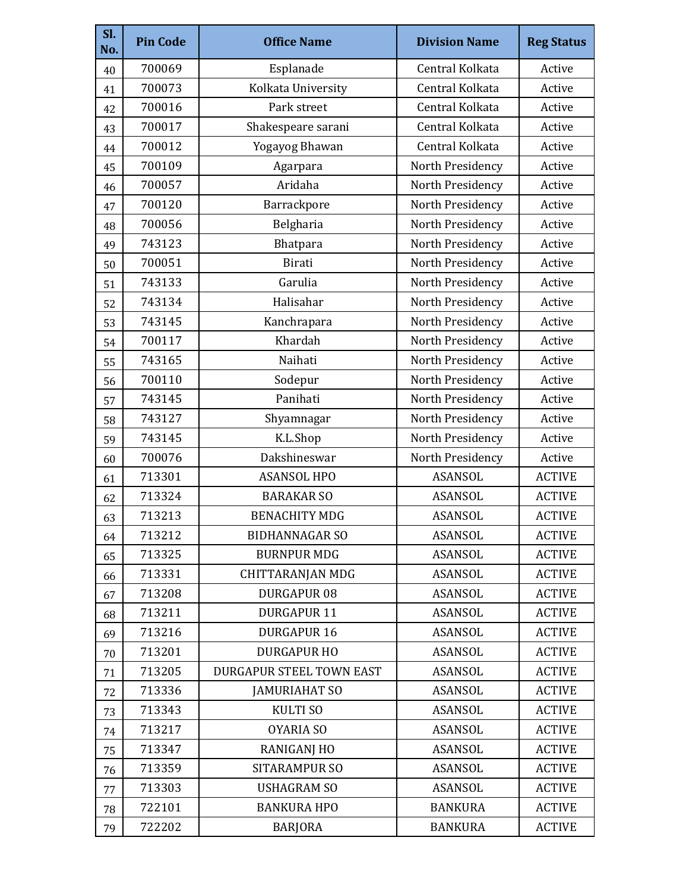| Sl. No. | Pin Code | Office Name | Division Name | Reg Status |
|---|---|---|---|---|
| 40 | 700069 | Esplanade | Central Kolkata | Active |
| 41 | 700073 | Kolkata University | Central Kolkata | Active |
| 42 | 700016 | Park street | Central Kolkata | Active |
| 43 | 700017 | Shakespeare sarani | Central Kolkata | Active |
| 44 | 700012 | Yogayog Bhawan | Central Kolkata | Active |
| 45 | 700109 | Agarpara | North Presidency | Active |
| 46 | 700057 | Aridaha | North Presidency | Active |
| 47 | 700120 | Barrackpore | North Presidency | Active |
| 48 | 700056 | Belgharia | North Presidency | Active |
| 49 | 743123 | Bhatpara | North Presidency | Active |
| 50 | 700051 | Birati | North Presidency | Active |
| 51 | 743133 | Garulia | North Presidency | Active |
| 52 | 743134 | Halisahar | North Presidency | Active |
| 53 | 743145 | Kanchrapara | North Presidency | Active |
| 54 | 700117 | Khardah | North Presidency | Active |
| 55 | 743165 | Naihati | North Presidency | Active |
| 56 | 700110 | Sodepur | North Presidency | Active |
| 57 | 743145 | Panihati | North Presidency | Active |
| 58 | 743127 | Shyamnagar | North Presidency | Active |
| 59 | 743145 | K.L.Shop | North Presidency | Active |
| 60 | 700076 | Dakshineswar | North Presidency | Active |
| 61 | 713301 | ASANSOL HPO | ASANSOL | ACTIVE |
| 62 | 713324 | BARAKAR SO | ASANSOL | ACTIVE |
| 63 | 713213 | BENACHITY MDG | ASANSOL | ACTIVE |
| 64 | 713212 | BIDHANNAGAR SO | ASANSOL | ACTIVE |
| 65 | 713325 | BURNPUR MDG | ASANSOL | ACTIVE |
| 66 | 713331 | CHITTARANJAN MDG | ASANSOL | ACTIVE |
| 67 | 713208 | DURGAPUR 08 | ASANSOL | ACTIVE |
| 68 | 713211 | DURGAPUR 11 | ASANSOL | ACTIVE |
| 69 | 713216 | DURGAPUR 16 | ASANSOL | ACTIVE |
| 70 | 713201 | DURGAPUR HO | ASANSOL | ACTIVE |
| 71 | 713205 | DURGAPUR STEEL TOWN EAST | ASANSOL | ACTIVE |
| 72 | 713336 | JAMURIAHAT SO | ASANSOL | ACTIVE |
| 73 | 713343 | KULTI SO | ASANSOL | ACTIVE |
| 74 | 713217 | OYARIA SO | ASANSOL | ACTIVE |
| 75 | 713347 | RANIGANJ HO | ASANSOL | ACTIVE |
| 76 | 713359 | SITARAMPUR SO | ASANSOL | ACTIVE |
| 77 | 713303 | USHAGRAM SO | ASANSOL | ACTIVE |
| 78 | 722101 | BANKURA HPO | BANKURA | ACTIVE |
| 79 | 722202 | BARJORA | BANKURA | ACTIVE |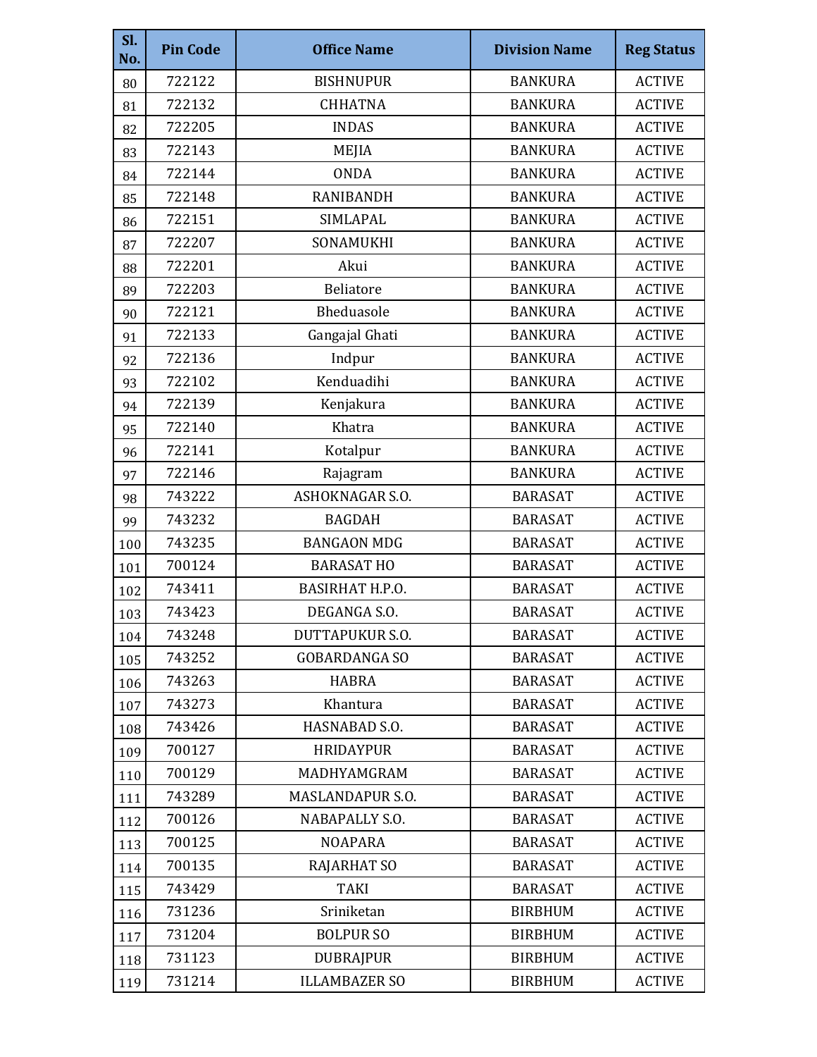| Sl. No. | Pin Code | Office Name | Division Name | Reg Status |
|---|---|---|---|---|
| 80 | 722122 | BISHNUPUR | BANKURA | ACTIVE |
| 81 | 722132 | CHHATNA | BANKURA | ACTIVE |
| 82 | 722205 | INDAS | BANKURA | ACTIVE |
| 83 | 722143 | MEJIA | BANKURA | ACTIVE |
| 84 | 722144 | ONDA | BANKURA | ACTIVE |
| 85 | 722148 | RANIBANDH | BANKURA | ACTIVE |
| 86 | 722151 | SIMLAPAL | BANKURA | ACTIVE |
| 87 | 722207 | SONAMUKHI | BANKURA | ACTIVE |
| 88 | 722201 | Akui | BANKURA | ACTIVE |
| 89 | 722203 | Beliatore | BANKURA | ACTIVE |
| 90 | 722121 | Bheduasole | BANKURA | ACTIVE |
| 91 | 722133 | Gangajal Ghati | BANKURA | ACTIVE |
| 92 | 722136 | Indpur | BANKURA | ACTIVE |
| 93 | 722102 | Kenduadihi | BANKURA | ACTIVE |
| 94 | 722139 | Kenjakura | BANKURA | ACTIVE |
| 95 | 722140 | Khatra | BANKURA | ACTIVE |
| 96 | 722141 | Kotalpur | BANKURA | ACTIVE |
| 97 | 722146 | Rajagram | BANKURA | ACTIVE |
| 98 | 743222 | ASHOKNAGAR S.O. | BARASAT | ACTIVE |
| 99 | 743232 | BAGDAH | BARASAT | ACTIVE |
| 100 | 743235 | BANGAON MDG | BARASAT | ACTIVE |
| 101 | 700124 | BARASAT HO | BARASAT | ACTIVE |
| 102 | 743411 | BASIRHAT H.P.O. | BARASAT | ACTIVE |
| 103 | 743423 | DEGANGA S.O. | BARASAT | ACTIVE |
| 104 | 743248 | DUTTAPUKUR S.O. | BARASAT | ACTIVE |
| 105 | 743252 | GOBARDANGA SO | BARASAT | ACTIVE |
| 106 | 743263 | HABRA | BARASAT | ACTIVE |
| 107 | 743273 | Khantura | BARASAT | ACTIVE |
| 108 | 743426 | HASNABAD S.O. | BARASAT | ACTIVE |
| 109 | 700127 | HRIDAYPUR | BARASAT | ACTIVE |
| 110 | 700129 | MADHYAMGRAM | BARASAT | ACTIVE |
| 111 | 743289 | MASLANDAPUR S.O. | BARASAT | ACTIVE |
| 112 | 700126 | NABAPALLY S.O. | BARASAT | ACTIVE |
| 113 | 700125 | NOAPARA | BARASAT | ACTIVE |
| 114 | 700135 | RAJARHAT SO | BARASAT | ACTIVE |
| 115 | 743429 | TAKI | BARASAT | ACTIVE |
| 116 | 731236 | Sriniketan | BIRBHUM | ACTIVE |
| 117 | 731204 | BOLPUR SO | BIRBHUM | ACTIVE |
| 118 | 731123 | DUBRAJPUR | BIRBHUM | ACTIVE |
| 119 | 731214 | ILLAMBAZER SO | BIRBHUM | ACTIVE |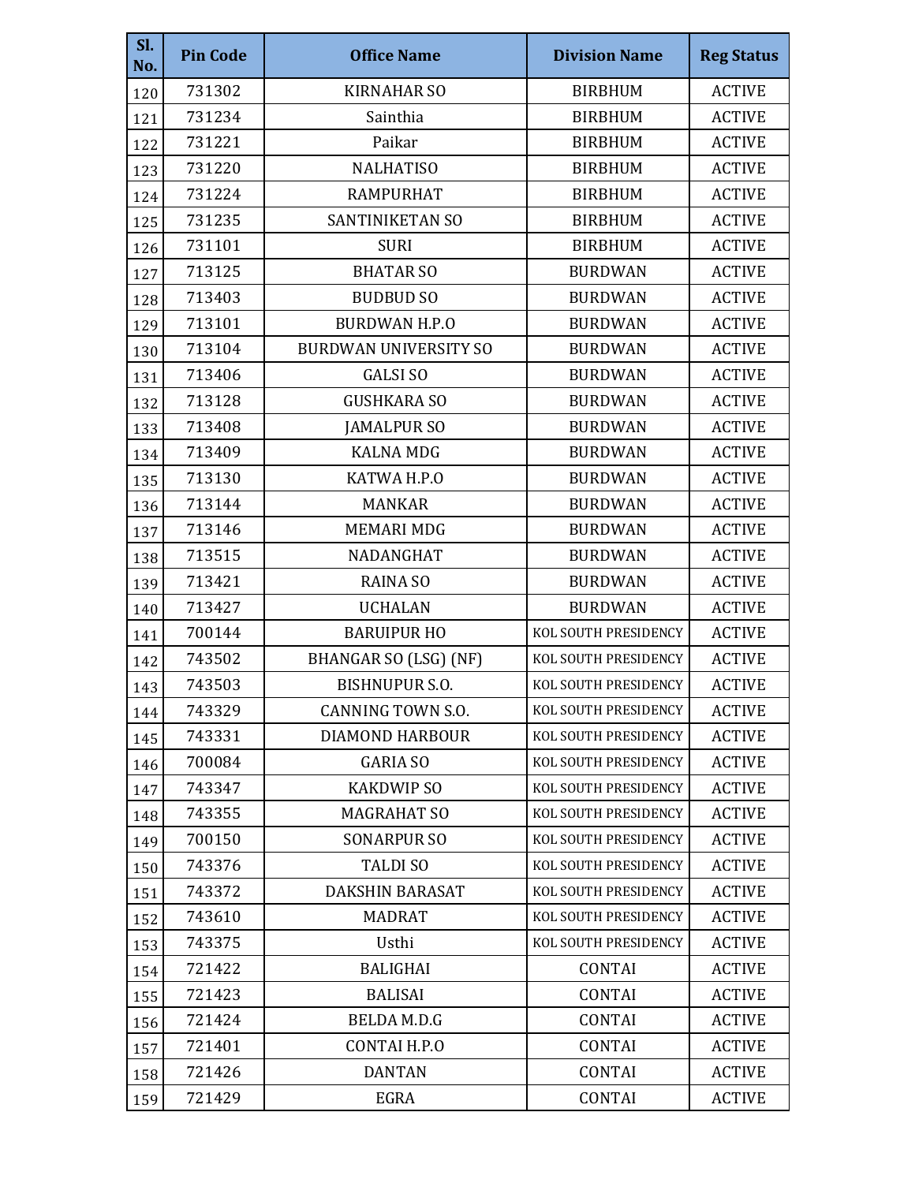| Sl. No. | Pin Code | Office Name | Division Name | Reg Status |
|---|---|---|---|---|
| 120 | 731302 | KIRNAHAR SO | BIRBHUM | ACTIVE |
| 121 | 731234 | Sainthia | BIRBHUM | ACTIVE |
| 122 | 731221 | Paikar | BIRBHUM | ACTIVE |
| 123 | 731220 | NALHATISO | BIRBHUM | ACTIVE |
| 124 | 731224 | RAMPURHAT | BIRBHUM | ACTIVE |
| 125 | 731235 | SANTINIKETAN SO | BIRBHUM | ACTIVE |
| 126 | 731101 | SURI | BIRBHUM | ACTIVE |
| 127 | 713125 | BHATAR SO | BURDWAN | ACTIVE |
| 128 | 713403 | BUDBUD SO | BURDWAN | ACTIVE |
| 129 | 713101 | BURDWAN H.P.O | BURDWAN | ACTIVE |
| 130 | 713104 | BURDWAN UNIVERSITY SO | BURDWAN | ACTIVE |
| 131 | 713406 | GALSI SO | BURDWAN | ACTIVE |
| 132 | 713128 | GUSHKARA SO | BURDWAN | ACTIVE |
| 133 | 713408 | JAMALPUR SO | BURDWAN | ACTIVE |
| 134 | 713409 | KALNA MDG | BURDWAN | ACTIVE |
| 135 | 713130 | KATWA H.P.O | BURDWAN | ACTIVE |
| 136 | 713144 | MANKAR | BURDWAN | ACTIVE |
| 137 | 713146 | MEMARI MDG | BURDWAN | ACTIVE |
| 138 | 713515 | NADANGHAT | BURDWAN | ACTIVE |
| 139 | 713421 | RAINA SO | BURDWAN | ACTIVE |
| 140 | 713427 | UCHALAN | BURDWAN | ACTIVE |
| 141 | 700144 | BARUIPUR HO | KOL SOUTH PRESIDENCY | ACTIVE |
| 142 | 743502 | BHANGAR SO (LSG) (NF) | KOL SOUTH PRESIDENCY | ACTIVE |
| 143 | 743503 | BISHNUPUR S.O. | KOL SOUTH PRESIDENCY | ACTIVE |
| 144 | 743329 | CANNING TOWN S.O. | KOL SOUTH PRESIDENCY | ACTIVE |
| 145 | 743331 | DIAMOND HARBOUR | KOL SOUTH PRESIDENCY | ACTIVE |
| 146 | 700084 | GARIA SO | KOL SOUTH PRESIDENCY | ACTIVE |
| 147 | 743347 | KAKDWIP SO | KOL SOUTH PRESIDENCY | ACTIVE |
| 148 | 743355 | MAGRAHAT SO | KOL SOUTH PRESIDENCY | ACTIVE |
| 149 | 700150 | SONARPUR SO | KOL SOUTH PRESIDENCY | ACTIVE |
| 150 | 743376 | TALDI SO | KOL SOUTH PRESIDENCY | ACTIVE |
| 151 | 743372 | DAKSHIN BARASAT | KOL SOUTH PRESIDENCY | ACTIVE |
| 152 | 743610 | MADRAT | KOL SOUTH PRESIDENCY | ACTIVE |
| 153 | 743375 | Usthi | KOL SOUTH PRESIDENCY | ACTIVE |
| 154 | 721422 | BALIGHAI | CONTAI | ACTIVE |
| 155 | 721423 | BALISAI | CONTAI | ACTIVE |
| 156 | 721424 | BELDA M.D.G | CONTAI | ACTIVE |
| 157 | 721401 | CONTAI H.P.O | CONTAI | ACTIVE |
| 158 | 721426 | DANTAN | CONTAI | ACTIVE |
| 159 | 721429 | EGRA | CONTAI | ACTIVE |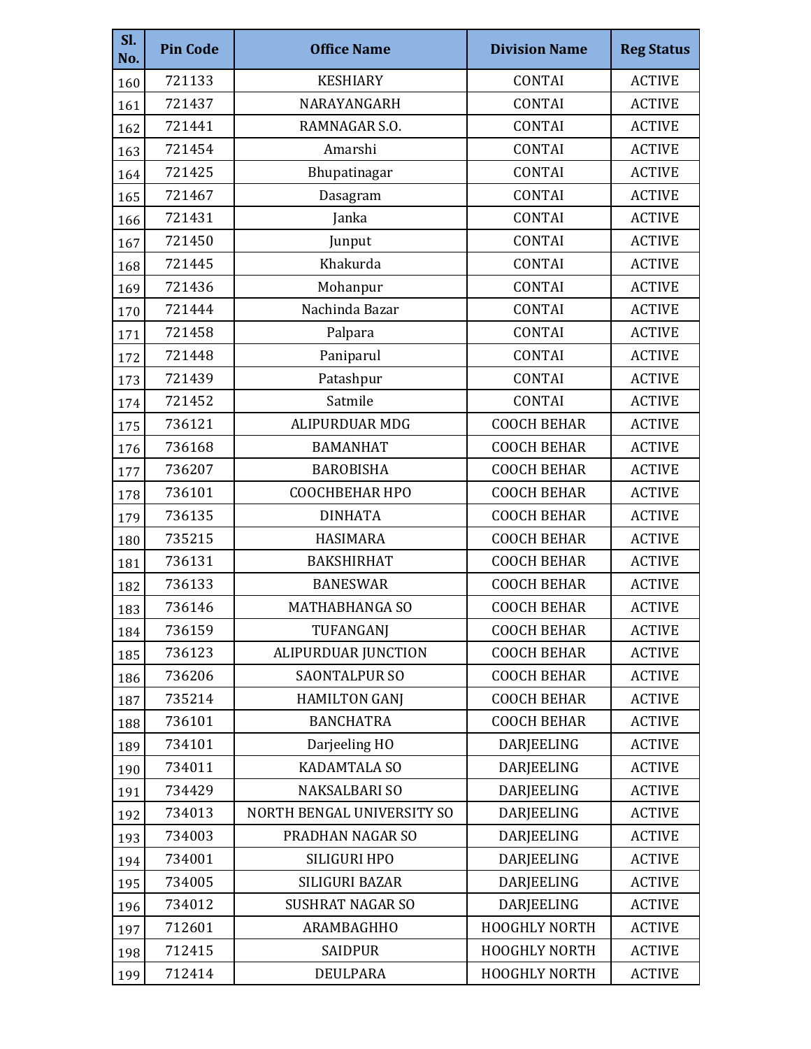| Sl. No. | Pin Code | Office Name | Division Name | Reg Status |
|---|---|---|---|---|
| 160 | 721133 | KESHIARY | CONTAI | ACTIVE |
| 161 | 721437 | NARAYANGARH | CONTAI | ACTIVE |
| 162 | 721441 | RAMNAGAR S.O. | CONTAI | ACTIVE |
| 163 | 721454 | Amarshi | CONTAI | ACTIVE |
| 164 | 721425 | Bhupatinagar | CONTAI | ACTIVE |
| 165 | 721467 | Dasagram | CONTAI | ACTIVE |
| 166 | 721431 | Janka | CONTAI | ACTIVE |
| 167 | 721450 | Junput | CONTAI | ACTIVE |
| 168 | 721445 | Khakurda | CONTAI | ACTIVE |
| 169 | 721436 | Mohanpur | CONTAI | ACTIVE |
| 170 | 721444 | Nachinda Bazar | CONTAI | ACTIVE |
| 171 | 721458 | Palpara | CONTAI | ACTIVE |
| 172 | 721448 | Paniparul | CONTAI | ACTIVE |
| 173 | 721439 | Patashpur | CONTAI | ACTIVE |
| 174 | 721452 | Satmile | CONTAI | ACTIVE |
| 175 | 736121 | ALIPURDUAR MDG | COOCH BEHAR | ACTIVE |
| 176 | 736168 | BAMANHAT | COOCH BEHAR | ACTIVE |
| 177 | 736207 | BAROBISHA | COOCH BEHAR | ACTIVE |
| 178 | 736101 | COOCHBEHAR HPO | COOCH BEHAR | ACTIVE |
| 179 | 736135 | DINHATA | COOCH BEHAR | ACTIVE |
| 180 | 735215 | HASIMARA | COOCH BEHAR | ACTIVE |
| 181 | 736131 | BAKSHIRHAT | COOCH BEHAR | ACTIVE |
| 182 | 736133 | BANESWAR | COOCH BEHAR | ACTIVE |
| 183 | 736146 | MATHABHANGA SO | COOCH BEHAR | ACTIVE |
| 184 | 736159 | TUFANGANJ | COOCH BEHAR | ACTIVE |
| 185 | 736123 | ALIPURDUAR JUNCTION | COOCH BEHAR | ACTIVE |
| 186 | 736206 | SAONTALPUR SO | COOCH BEHAR | ACTIVE |
| 187 | 735214 | HAMILTON GANJ | COOCH BEHAR | ACTIVE |
| 188 | 736101 | BANCHATRA | COOCH BEHAR | ACTIVE |
| 189 | 734101 | Darjeeling HO | DARJEELING | ACTIVE |
| 190 | 734011 | KADAMTALA SO | DARJEELING | ACTIVE |
| 191 | 734429 | NAKSALBARI SO | DARJEELING | ACTIVE |
| 192 | 734013 | NORTH BENGAL UNIVERSITY SO | DARJEELING | ACTIVE |
| 193 | 734003 | PRADHAN NAGAR SO | DARJEELING | ACTIVE |
| 194 | 734001 | SILIGURI HPO | DARJEELING | ACTIVE |
| 195 | 734005 | SILIGURI BAZAR | DARJEELING | ACTIVE |
| 196 | 734012 | SUSHRAT NAGAR SO | DARJEELING | ACTIVE |
| 197 | 712601 | ARAMBAGHHO | HOOGHLY NORTH | ACTIVE |
| 198 | 712415 | SAIDPUR | HOOGHLY NORTH | ACTIVE |
| 199 | 712414 | DEULPARA | HOOGHLY NORTH | ACTIVE |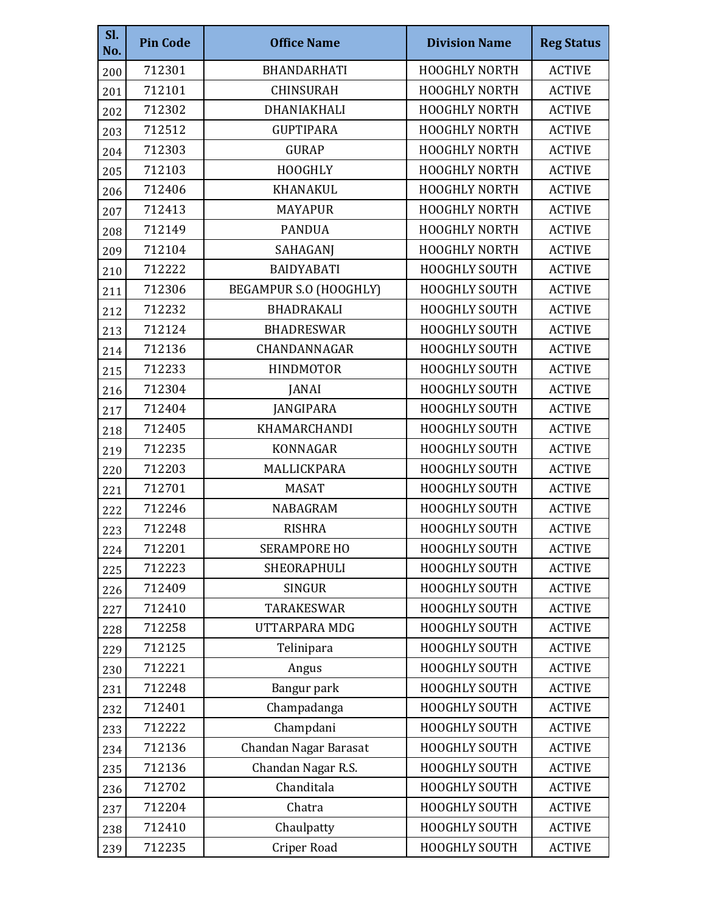| Sl. No. | Pin Code | Office Name | Division Name | Reg Status |
|---|---|---|---|---|
| 200 | 712301 | BHANDARHATI | HOOGHLY NORTH | ACTIVE |
| 201 | 712101 | CHINSURAH | HOOGHLY NORTH | ACTIVE |
| 202 | 712302 | DHANIAKHALI | HOOGHLY NORTH | ACTIVE |
| 203 | 712512 | GUPTIPARA | HOOGHLY NORTH | ACTIVE |
| 204 | 712303 | GURAP | HOOGHLY NORTH | ACTIVE |
| 205 | 712103 | HOOGHLY | HOOGHLY NORTH | ACTIVE |
| 206 | 712406 | KHANAKUL | HOOGHLY NORTH | ACTIVE |
| 207 | 712413 | MAYAPUR | HOOGHLY NORTH | ACTIVE |
| 208 | 712149 | PANDUA | HOOGHLY NORTH | ACTIVE |
| 209 | 712104 | SAHAGANJ | HOOGHLY NORTH | ACTIVE |
| 210 | 712222 | BAIDYABATI | HOOGHLY SOUTH | ACTIVE |
| 211 | 712306 | BEGAMPUR S.O (HOOGHLY) | HOOGHLY SOUTH | ACTIVE |
| 212 | 712232 | BHADRAKALI | HOOGHLY SOUTH | ACTIVE |
| 213 | 712124 | BHADRESWAR | HOOGHLY SOUTH | ACTIVE |
| 214 | 712136 | CHANDANNAGAR | HOOGHLY SOUTH | ACTIVE |
| 215 | 712233 | HINDMOTOR | HOOGHLY SOUTH | ACTIVE |
| 216 | 712304 | JANAI | HOOGHLY SOUTH | ACTIVE |
| 217 | 712404 | JANGIPARA | HOOGHLY SOUTH | ACTIVE |
| 218 | 712405 | KHAMARCHANDI | HOOGHLY SOUTH | ACTIVE |
| 219 | 712235 | KONNAGAR | HOOGHLY SOUTH | ACTIVE |
| 220 | 712203 | MALLICKPARA | HOOGHLY SOUTH | ACTIVE |
| 221 | 712701 | MASAT | HOOGHLY SOUTH | ACTIVE |
| 222 | 712246 | NABAGRAM | HOOGHLY SOUTH | ACTIVE |
| 223 | 712248 | RISHRA | HOOGHLY SOUTH | ACTIVE |
| 224 | 712201 | SERAMPORE HO | HOOGHLY SOUTH | ACTIVE |
| 225 | 712223 | SHEORAPHULI | HOOGHLY SOUTH | ACTIVE |
| 226 | 712409 | SINGUR | HOOGHLY SOUTH | ACTIVE |
| 227 | 712410 | TARAKESWAR | HOOGHLY SOUTH | ACTIVE |
| 228 | 712258 | UTTARPARA MDG | HOOGHLY SOUTH | ACTIVE |
| 229 | 712125 | Telinipara | HOOGHLY SOUTH | ACTIVE |
| 230 | 712221 | Angus | HOOGHLY SOUTH | ACTIVE |
| 231 | 712248 | Bangur park | HOOGHLY SOUTH | ACTIVE |
| 232 | 712401 | Champadanga | HOOGHLY SOUTH | ACTIVE |
| 233 | 712222 | Champdani | HOOGHLY SOUTH | ACTIVE |
| 234 | 712136 | Chandan Nagar Barasat | HOOGHLY SOUTH | ACTIVE |
| 235 | 712136 | Chandan Nagar R.S. | HOOGHLY SOUTH | ACTIVE |
| 236 | 712702 | Chanditala | HOOGHLY SOUTH | ACTIVE |
| 237 | 712204 | Chatra | HOOGHLY SOUTH | ACTIVE |
| 238 | 712410 | Chaulpatty | HOOGHLY SOUTH | ACTIVE |
| 239 | 712235 | Criper Road | HOOGHLY SOUTH | ACTIVE |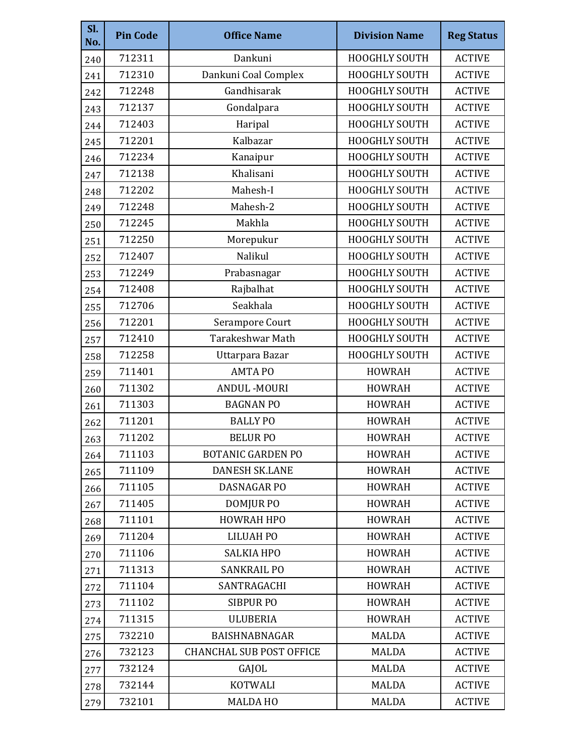| Sl. No. | Pin Code | Office Name | Division Name | Reg Status |
|---|---|---|---|---|
| 240 | 712311 | Dankuni | HOOGHLY SOUTH | ACTIVE |
| 241 | 712310 | Dankuni Coal Complex | HOOGHLY SOUTH | ACTIVE |
| 242 | 712248 | Gandhisarak | HOOGHLY SOUTH | ACTIVE |
| 243 | 712137 | Gondalpara | HOOGHLY SOUTH | ACTIVE |
| 244 | 712403 | Haripal | HOOGHLY SOUTH | ACTIVE |
| 245 | 712201 | Kalbazar | HOOGHLY SOUTH | ACTIVE |
| 246 | 712234 | Kanaipur | HOOGHLY SOUTH | ACTIVE |
| 247 | 712138 | Khalisani | HOOGHLY SOUTH | ACTIVE |
| 248 | 712202 | Mahesh-I | HOOGHLY SOUTH | ACTIVE |
| 249 | 712248 | Mahesh-2 | HOOGHLY SOUTH | ACTIVE |
| 250 | 712245 | Makhla | HOOGHLY SOUTH | ACTIVE |
| 251 | 712250 | Morepukur | HOOGHLY SOUTH | ACTIVE |
| 252 | 712407 | Nalikul | HOOGHLY SOUTH | ACTIVE |
| 253 | 712249 | Prabasnagar | HOOGHLY SOUTH | ACTIVE |
| 254 | 712408 | Rajbalhat | HOOGHLY SOUTH | ACTIVE |
| 255 | 712706 | Seakhala | HOOGHLY SOUTH | ACTIVE |
| 256 | 712201 | Serampore Court | HOOGHLY SOUTH | ACTIVE |
| 257 | 712410 | Tarakeshwar Math | HOOGHLY SOUTH | ACTIVE |
| 258 | 712258 | Uttarpara Bazar | HOOGHLY SOUTH | ACTIVE |
| 259 | 711401 | AMTA PO | HOWRAH | ACTIVE |
| 260 | 711302 | ANDUL -MOURI | HOWRAH | ACTIVE |
| 261 | 711303 | BAGNAN PO | HOWRAH | ACTIVE |
| 262 | 711201 | BALLY PO | HOWRAH | ACTIVE |
| 263 | 711202 | BELUR PO | HOWRAH | ACTIVE |
| 264 | 711103 | BOTANIC GARDEN PO | HOWRAH | ACTIVE |
| 265 | 711109 | DANESH SK.LANE | HOWRAH | ACTIVE |
| 266 | 711105 | DASNAGAR PO | HOWRAH | ACTIVE |
| 267 | 711405 | DOMJUR PO | HOWRAH | ACTIVE |
| 268 | 711101 | HOWRAH HPO | HOWRAH | ACTIVE |
| 269 | 711204 | LILUAH PO | HOWRAH | ACTIVE |
| 270 | 711106 | SALKIA HPO | HOWRAH | ACTIVE |
| 271 | 711313 | SANKRAIL PO | HOWRAH | ACTIVE |
| 272 | 711104 | SANTRAGACHI | HOWRAH | ACTIVE |
| 273 | 711102 | SIBPUR PO | HOWRAH | ACTIVE |
| 274 | 711315 | ULUBERIA | HOWRAH | ACTIVE |
| 275 | 732210 | BAISHNABNAGAR | MALDA | ACTIVE |
| 276 | 732123 | CHANCHAL SUB POST OFFICE | MALDA | ACTIVE |
| 277 | 732124 | GAJOL | MALDA | ACTIVE |
| 278 | 732144 | KOTWALI | MALDA | ACTIVE |
| 279 | 732101 | MALDA HO | MALDA | ACTIVE |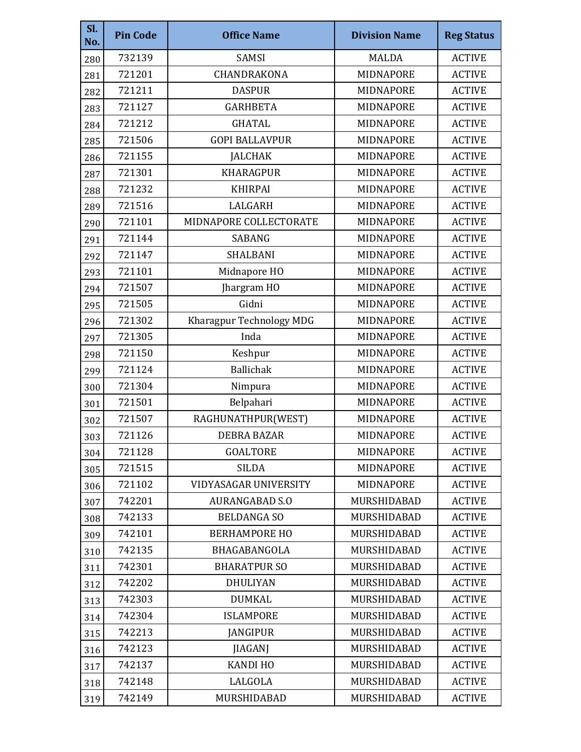| Sl. No. | Pin Code | Office Name | Division Name | Reg Status |
|---|---|---|---|---|
| 280 | 732139 | SAMSI | MALDA | ACTIVE |
| 281 | 721201 | CHANDRAKONA | MIDNAPORE | ACTIVE |
| 282 | 721211 | DASPUR | MIDNAPORE | ACTIVE |
| 283 | 721127 | GARHBETA | MIDNAPORE | ACTIVE |
| 284 | 721212 | GHATAL | MIDNAPORE | ACTIVE |
| 285 | 721506 | GOPI BALLAVPUR | MIDNAPORE | ACTIVE |
| 286 | 721155 | JALCHAK | MIDNAPORE | ACTIVE |
| 287 | 721301 | KHARAGPUR | MIDNAPORE | ACTIVE |
| 288 | 721232 | KHIRPAI | MIDNAPORE | ACTIVE |
| 289 | 721516 | LALGARH | MIDNAPORE | ACTIVE |
| 290 | 721101 | MIDNAPORE COLLECTORATE | MIDNAPORE | ACTIVE |
| 291 | 721144 | SABANG | MIDNAPORE | ACTIVE |
| 292 | 721147 | SHALBANI | MIDNAPORE | ACTIVE |
| 293 | 721101 | Midnapore HO | MIDNAPORE | ACTIVE |
| 294 | 721507 | Jhargram HO | MIDNAPORE | ACTIVE |
| 295 | 721505 | Gidni | MIDNAPORE | ACTIVE |
| 296 | 721302 | Kharagpur Technology MDG | MIDNAPORE | ACTIVE |
| 297 | 721305 | Inda | MIDNAPORE | ACTIVE |
| 298 | 721150 | Keshpur | MIDNAPORE | ACTIVE |
| 299 | 721124 | Ballichak | MIDNAPORE | ACTIVE |
| 300 | 721304 | Nimpura | MIDNAPORE | ACTIVE |
| 301 | 721501 | Belpahari | MIDNAPORE | ACTIVE |
| 302 | 721507 | RAGHUNATHPUR(WEST) | MIDNAPORE | ACTIVE |
| 303 | 721126 | DEBRA BAZAR | MIDNAPORE | ACTIVE |
| 304 | 721128 | GOALTORE | MIDNAPORE | ACTIVE |
| 305 | 721515 | SILDA | MIDNAPORE | ACTIVE |
| 306 | 721102 | VIDYASAGAR UNIVERSITY | MIDNAPORE | ACTIVE |
| 307 | 742201 | AURANGABAD S.O | MURSHIDABAD | ACTIVE |
| 308 | 742133 | BELDANGA SO | MURSHIDABAD | ACTIVE |
| 309 | 742101 | BERHAMPORE HO | MURSHIDABAD | ACTIVE |
| 310 | 742135 | BHAGABANGOLA | MURSHIDABAD | ACTIVE |
| 311 | 742301 | BHARATPUR SO | MURSHIDABAD | ACTIVE |
| 312 | 742202 | DHULIYAN | MURSHIDABAD | ACTIVE |
| 313 | 742303 | DUMKAL | MURSHIDABAD | ACTIVE |
| 314 | 742304 | ISLAMPORE | MURSHIDABAD | ACTIVE |
| 315 | 742213 | JANGIPUR | MURSHIDABAD | ACTIVE |
| 316 | 742123 | JIAGANJ | MURSHIDABAD | ACTIVE |
| 317 | 742137 | KANDI HO | MURSHIDABAD | ACTIVE |
| 318 | 742148 | LALGOLA | MURSHIDABAD | ACTIVE |
| 319 | 742149 | MURSHIDABAD | MURSHIDABAD | ACTIVE |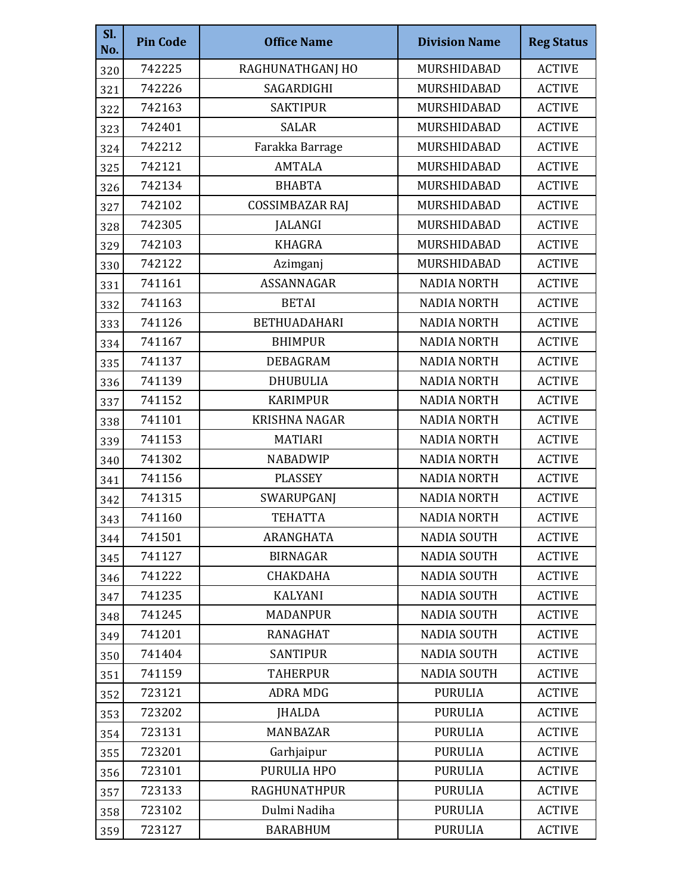| Sl. No. | Pin Code | Office Name | Division Name | Reg Status |
|---|---|---|---|---|
| 320 | 742225 | RAGHUNATHGANJ HO | MURSHIDABAD | ACTIVE |
| 321 | 742226 | SAGARDIGHI | MURSHIDABAD | ACTIVE |
| 322 | 742163 | SAKTIPUR | MURSHIDABAD | ACTIVE |
| 323 | 742401 | SALAR | MURSHIDABAD | ACTIVE |
| 324 | 742212 | Farakka Barrage | MURSHIDABAD | ACTIVE |
| 325 | 742121 | AMTALA | MURSHIDABAD | ACTIVE |
| 326 | 742134 | BHABTA | MURSHIDABAD | ACTIVE |
| 327 | 742102 | COSSIMBAZAR RAJ | MURSHIDABAD | ACTIVE |
| 328 | 742305 | JALANGI | MURSHIDABAD | ACTIVE |
| 329 | 742103 | KHAGRA | MURSHIDABAD | ACTIVE |
| 330 | 742122 | Azimganj | MURSHIDABAD | ACTIVE |
| 331 | 741161 | ASSANNAGAR | NADIA NORTH | ACTIVE |
| 332 | 741163 | BETAI | NADIA NORTH | ACTIVE |
| 333 | 741126 | BETHUADAHARI | NADIA NORTH | ACTIVE |
| 334 | 741167 | BHIMPUR | NADIA NORTH | ACTIVE |
| 335 | 741137 | DEBAGRAM | NADIA NORTH | ACTIVE |
| 336 | 741139 | DHUBULIA | NADIA NORTH | ACTIVE |
| 337 | 741152 | KARIMPUR | NADIA NORTH | ACTIVE |
| 338 | 741101 | KRISHNA NAGAR | NADIA NORTH | ACTIVE |
| 339 | 741153 | MATIARI | NADIA NORTH | ACTIVE |
| 340 | 741302 | NABADWIP | NADIA NORTH | ACTIVE |
| 341 | 741156 | PLASSEY | NADIA NORTH | ACTIVE |
| 342 | 741315 | SWARUPGANJ | NADIA NORTH | ACTIVE |
| 343 | 741160 | TEHATTA | NADIA NORTH | ACTIVE |
| 344 | 741501 | ARANGHATA | NADIA SOUTH | ACTIVE |
| 345 | 741127 | BIRNAGAR | NADIA SOUTH | ACTIVE |
| 346 | 741222 | CHAKDAHA | NADIA SOUTH | ACTIVE |
| 347 | 741235 | KALYANI | NADIA SOUTH | ACTIVE |
| 348 | 741245 | MADANPUR | NADIA SOUTH | ACTIVE |
| 349 | 741201 | RANAGHAT | NADIA SOUTH | ACTIVE |
| 350 | 741404 | SANTIPUR | NADIA SOUTH | ACTIVE |
| 351 | 741159 | TAHERPUR | NADIA SOUTH | ACTIVE |
| 352 | 723121 | ADRA MDG | PURULIA | ACTIVE |
| 353 | 723202 | JHALDA | PURULIA | ACTIVE |
| 354 | 723131 | MANBAZAR | PURULIA | ACTIVE |
| 355 | 723201 | Garhjaipur | PURULIA | ACTIVE |
| 356 | 723101 | PURULIA HPO | PURULIA | ACTIVE |
| 357 | 723133 | RAGHUNATHPUR | PURULIA | ACTIVE |
| 358 | 723102 | Dulmi Nadiha | PURULIA | ACTIVE |
| 359 | 723127 | BARABHUM | PURULIA | ACTIVE |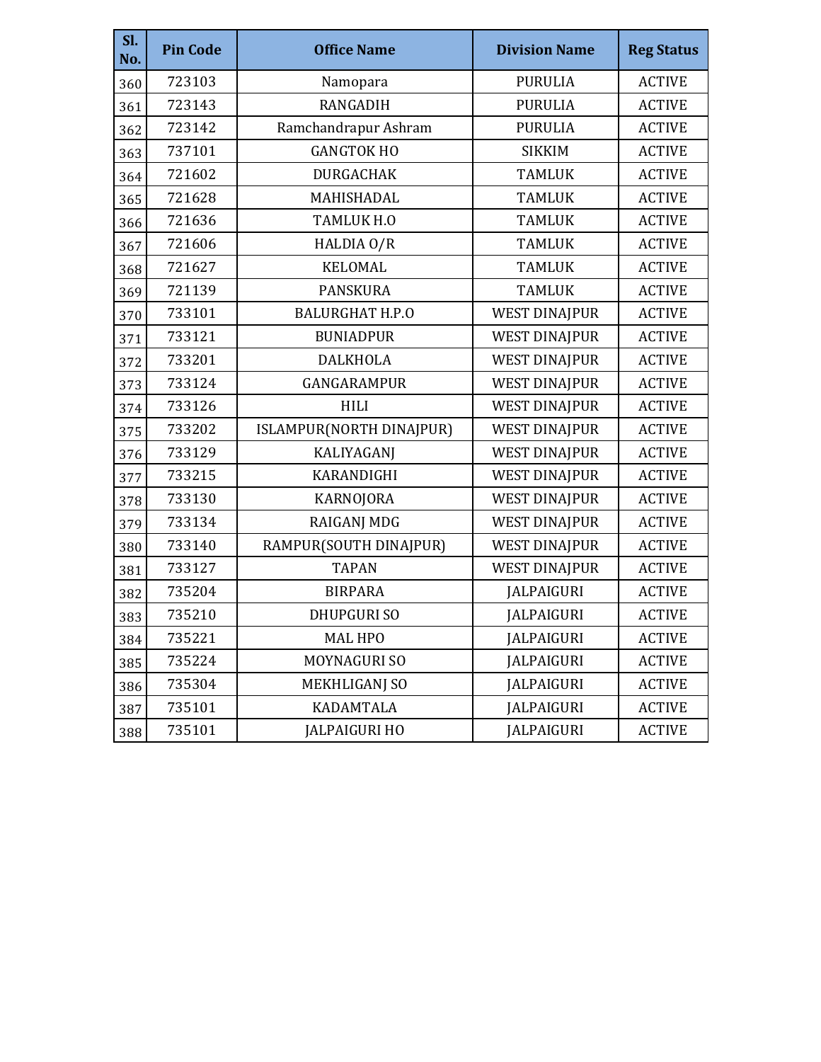| Sl. No. | Pin Code | Office Name | Division Name | Reg Status |
|---|---|---|---|---|
| 360 | 723103 | Namopara | PURULIA | ACTIVE |
| 361 | 723143 | RANGADIH | PURULIA | ACTIVE |
| 362 | 723142 | Ramchandrapur Ashram | PURULIA | ACTIVE |
| 363 | 737101 | GANGTOK HO | SIKKIM | ACTIVE |
| 364 | 721602 | DURGACHAK | TAMLUK | ACTIVE |
| 365 | 721628 | MAHISHADAL | TAMLUK | ACTIVE |
| 366 | 721636 | TAMLUK H.O | TAMLUK | ACTIVE |
| 367 | 721606 | HALDIA O/R | TAMLUK | ACTIVE |
| 368 | 721627 | KELOMAL | TAMLUK | ACTIVE |
| 369 | 721139 | PANSKURA | TAMLUK | ACTIVE |
| 370 | 733101 | BALURGHAT H.P.O | WEST DINAJPUR | ACTIVE |
| 371 | 733121 | BUNIADPUR | WEST DINAJPUR | ACTIVE |
| 372 | 733201 | DALKHOLA | WEST DINAJPUR | ACTIVE |
| 373 | 733124 | GANGARAMPUR | WEST DINAJPUR | ACTIVE |
| 374 | 733126 | HILI | WEST DINAJPUR | ACTIVE |
| 375 | 733202 | ISLAMPUR(NORTH DINAJPUR) | WEST DINAJPUR | ACTIVE |
| 376 | 733129 | KALIYAGANJ | WEST DINAJPUR | ACTIVE |
| 377 | 733215 | KARANDIGHI | WEST DINAJPUR | ACTIVE |
| 378 | 733130 | KARNOJORA | WEST DINAJPUR | ACTIVE |
| 379 | 733134 | RAIGANJ MDG | WEST DINAJPUR | ACTIVE |
| 380 | 733140 | RAMPUR(SOUTH DINAJPUR) | WEST DINAJPUR | ACTIVE |
| 381 | 733127 | TAPAN | WEST DINAJPUR | ACTIVE |
| 382 | 735204 | BIRPARA | JALPAIGURI | ACTIVE |
| 383 | 735210 | DHUPGURI SO | JALPAIGURI | ACTIVE |
| 384 | 735221 | MAL HPO | JALPAIGURI | ACTIVE |
| 385 | 735224 | MOYNAGURI SO | JALPAIGURI | ACTIVE |
| 386 | 735304 | MEKHLIGANJ SO | JALPAIGURI | ACTIVE |
| 387 | 735101 | KADAMTALA | JALPAIGURI | ACTIVE |
| 388 | 735101 | JALPAIGURI HO | JALPAIGURI | ACTIVE |